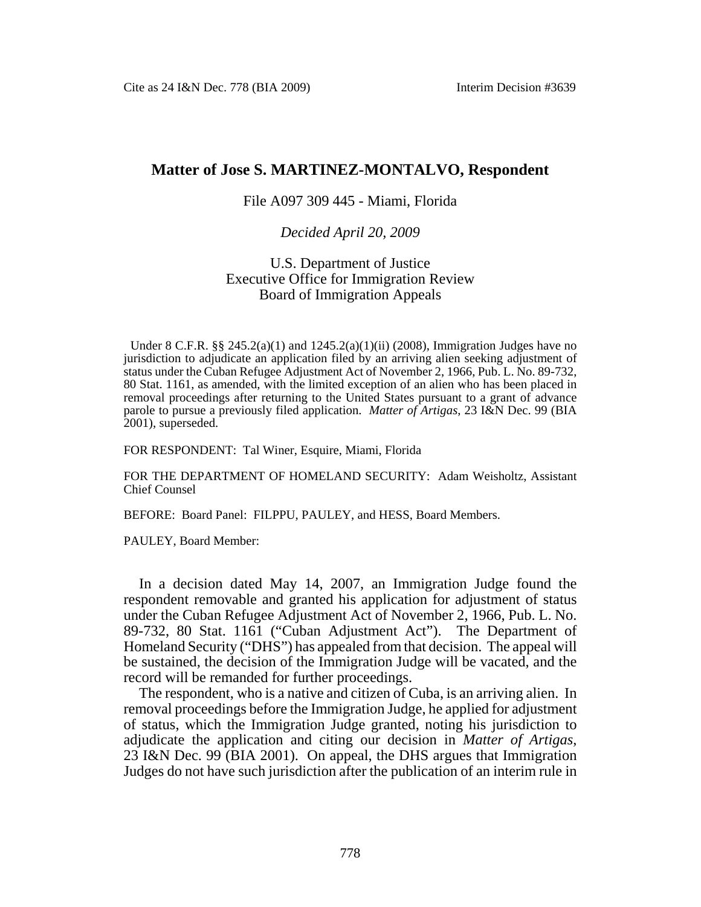# Matter of Jose S. MARTINEZ-MONTALVO, Respondent

File A097 309 445 - Miami, Florida

*Decided April 20, 2009*

U.S. Department of Justice
Executive Office for Immigration Review
Board of Immigration Appeals

Under 8 C.F.R. §§ 245.2(a)(1) and 1245.2(a)(1)(ii) (2008), Immigration Judges have no jurisdiction to adjudicate an application filed by an arriving alien seeking adjustment of status under the Cuban Refugee Adjustment Act of November 2, 1966, Pub. L. No. 89-732, 80 Stat. 1161, as amended, with the limited exception of an alien who has been placed in removal proceedings after returning to the United States pursuant to a grant of advance parole to pursue a previously filed application. *Matter of Artigas*, 23 I&N Dec. 99 (BIA 2001), superseded.

FOR RESPONDENT: Tal Winer, Esquire, Miami, Florida

FOR THE DEPARTMENT OF HOMELAND SECURITY: Adam Weisholtz, Assistant Chief Counsel

BEFORE: Board Panel: FILPPU, PAULEY, and HESS, Board Members.

PAULEY, Board Member:

In a decision dated May 14, 2007, an Immigration Judge found the respondent removable and granted his application for adjustment of status under the Cuban Refugee Adjustment Act of November 2, 1966, Pub. L. No. 89-732, 80 Stat. 1161 ("Cuban Adjustment Act"). The Department of Homeland Security ("DHS") has appealed from that decision. The appeal will be sustained, the decision of the Immigration Judge will be vacated, and the record will be remanded for further proceedings.

The respondent, who is a native and citizen of Cuba, is an arriving alien. In removal proceedings before the Immigration Judge, he applied for adjustment of status, which the Immigration Judge granted, noting his jurisdiction to adjudicate the application and citing our decision in *Matter of Artigas*, 23 I&N Dec. 99 (BIA 2001). On appeal, the DHS argues that Immigration Judges do not have such jurisdiction after the publication of an interim rule in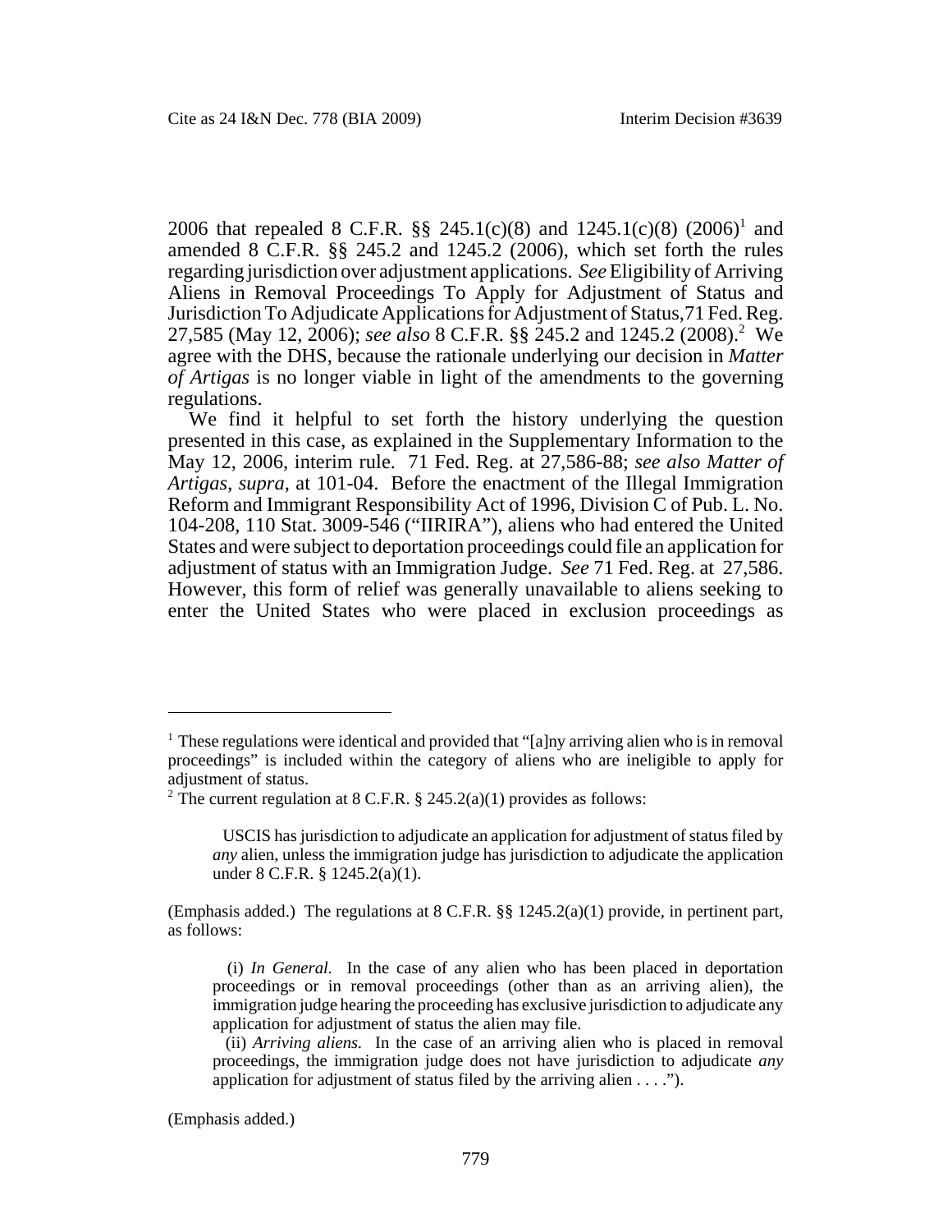2006 that repealed 8 C.F.R. §§ 245.1(c)(8) and 1245.1(c)(8) (2006)[1] and amended 8 C.F.R. §§ 245.2 and 1245.2 (2006), which set forth the rules regarding jurisdiction over adjustment applications. *See* Eligibility of Arriving Aliens in Removal Proceedings To Apply for Adjustment of Status and Jurisdiction To Adjudicate Applications for Adjustment of Status, 71 Fed. Reg. 27,585 (May 12, 2006); *see also* 8 C.F.R. §§ 245.2 and 1245.2 (2008).[2] We agree with the DHS, because the rationale underlying our decision in *Matter of Artigas* is no longer viable in light of the amendments to the governing regulations.

We find it helpful to set forth the history underlying the question presented in this case, as explained in the Supplementary Information to the May 12, 2006, interim rule. 71 Fed. Reg. at 27,586-88; *see also Matter of Artigas*, *supra*, at 101-04. Before the enactment of the Illegal Immigration Reform and Immigrant Responsibility Act of 1996, Division C of Pub. L. No. 104-208, 110 Stat. 3009-546 ("IIRIRA"), aliens who had entered the United States and were subject to deportation proceedings could file an application for adjustment of status with an Immigration Judge. *See* 71 Fed. Reg. at 27,586. However, this form of relief was generally unavailable to aliens seeking to enter the United States who were placed in exclusion proceedings as

---

[1] These regulations were identical and provided that "[a]ny arriving alien who is in removal proceedings" is included within the category of aliens who are ineligible to apply for adjustment of status.

[2] The current regulation at 8 C.F.R. § 245.2(a)(1) provides as follows:

> USCIS has jurisdiction to adjudicate an application for adjustment of status filed by *any* alien, unless the immigration judge has jurisdiction to adjudicate the application under 8 C.F.R. § 1245.2(a)(1).

(Emphasis added.) The regulations at 8 C.F.R. §§ 1245.2(a)(1) provide, in pertinent part, as follows:

> (i) *In General.* In the case of any alien who has been placed in deportation proceedings or in removal proceedings (other than as an arriving alien), the immigration judge hearing the proceeding has exclusive jurisdiction to adjudicate any application for adjustment of status the alien may file.
>
> (ii) *Arriving aliens.* In the case of an arriving alien who is placed in removal proceedings, the immigration judge does not have jurisdiction to adjudicate *any* application for adjustment of status filed by the arriving alien . . . .").

(Emphasis added.)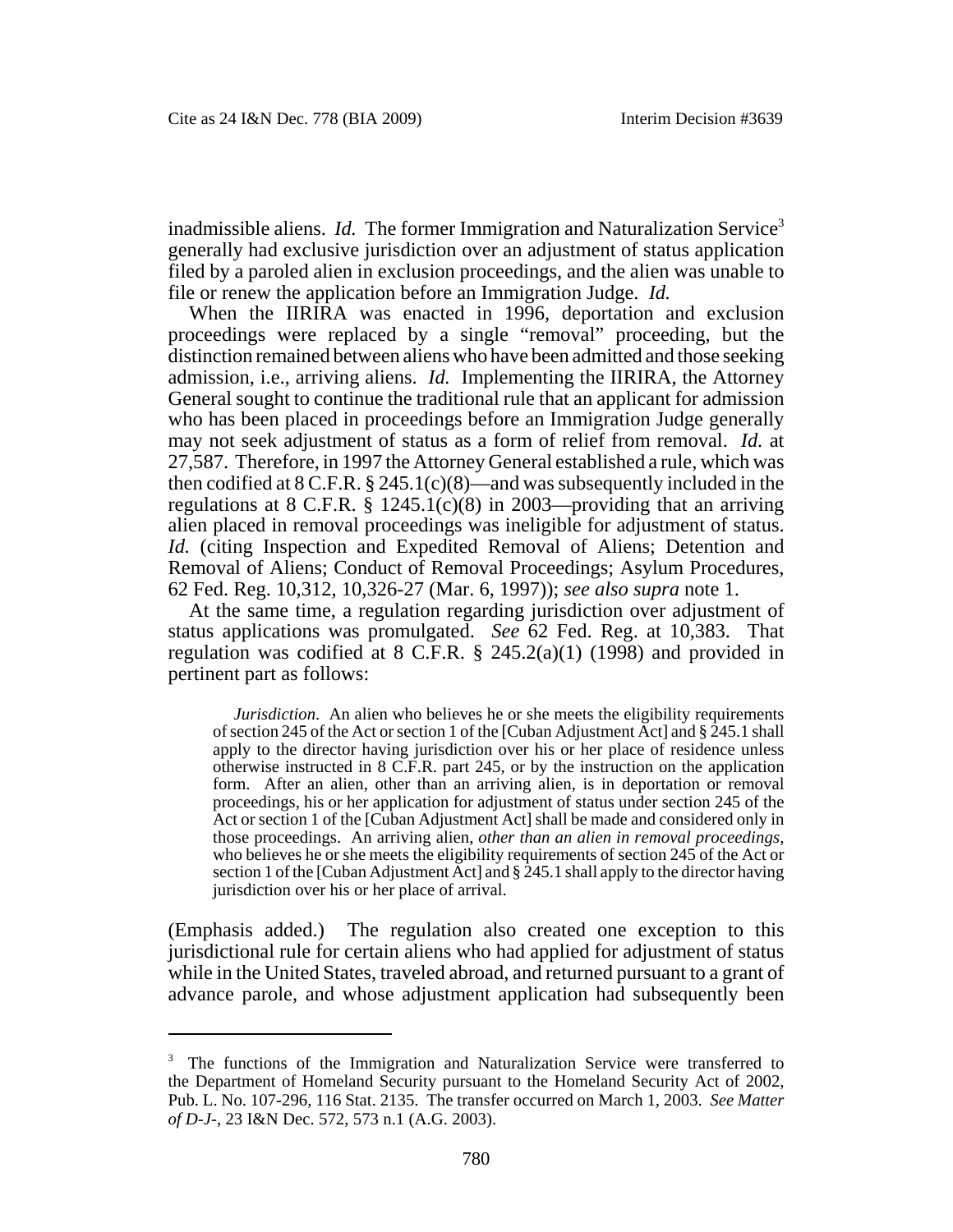inadmissible aliens. *Id.* The former Immigration and Naturalization Service[3] generally had exclusive jurisdiction over an adjustment of status application filed by a paroled alien in exclusion proceedings, and the alien was unable to file or renew the application before an Immigration Judge. *Id.*

When the IIRIRA was enacted in 1996, deportation and exclusion proceedings were replaced by a single "removal" proceeding, but the distinction remained between aliens who have been admitted and those seeking admission, i.e., arriving aliens. *Id.* Implementing the IIRIRA, the Attorney General sought to continue the traditional rule that an applicant for admission who has been placed in proceedings before an Immigration Judge generally may not seek adjustment of status as a form of relief from removal. *Id.* at 27,587. Therefore, in 1997 the Attorney General established a rule, which was then codified at 8 C.F.R. § 245.1(c)(8)—and was subsequently included in the regulations at 8 C.F.R. § 1245.1(c)(8) in 2003—providing that an arriving alien placed in removal proceedings was ineligible for adjustment of status. *Id.* (citing Inspection and Expedited Removal of Aliens; Detention and Removal of Aliens; Conduct of Removal Proceedings; Asylum Procedures, 62 Fed. Reg. 10,312, 10,326-27 (Mar. 6, 1997)); *see also supra* note 1.

At the same time, a regulation regarding jurisdiction over adjustment of status applications was promulgated. *See* 62 Fed. Reg. at 10,383. That regulation was codified at 8 C.F.R. § 245.2(a)(1) (1998) and provided in pertinent part as follows:

> *Jurisdiction*. An alien who believes he or she meets the eligibility requirements of section 245 of the Act or section 1 of the [Cuban Adjustment Act] and § 245.1 shall apply to the director having jurisdiction over his or her place of residence unless otherwise instructed in 8 C.F.R. part 245, or by the instruction on the application form. After an alien, other than an arriving alien, is in deportation or removal proceedings, his or her application for adjustment of status under section 245 of the Act or section 1 of the [Cuban Adjustment Act] shall be made and considered only in those proceedings. An arriving alien, *other than an alien in removal proceedings*, who believes he or she meets the eligibility requirements of section 245 of the Act or section 1 of the [Cuban Adjustment Act] and § 245.1 shall apply to the director having jurisdiction over his or her place of arrival.

(Emphasis added.) The regulation also created one exception to this jurisdictional rule for certain aliens who had applied for adjustment of status while in the United States, traveled abroad, and returned pursuant to a grant of advance parole, and whose adjustment application had subsequently been

---

[3] The functions of the Immigration and Naturalization Service were transferred to the Department of Homeland Security pursuant to the Homeland Security Act of 2002, Pub. L. No. 107-296, 116 Stat. 2135. The transfer occurred on March 1, 2003. *See Matter of D-J-*, 23 I&N Dec. 572, 573 n.1 (A.G. 2003).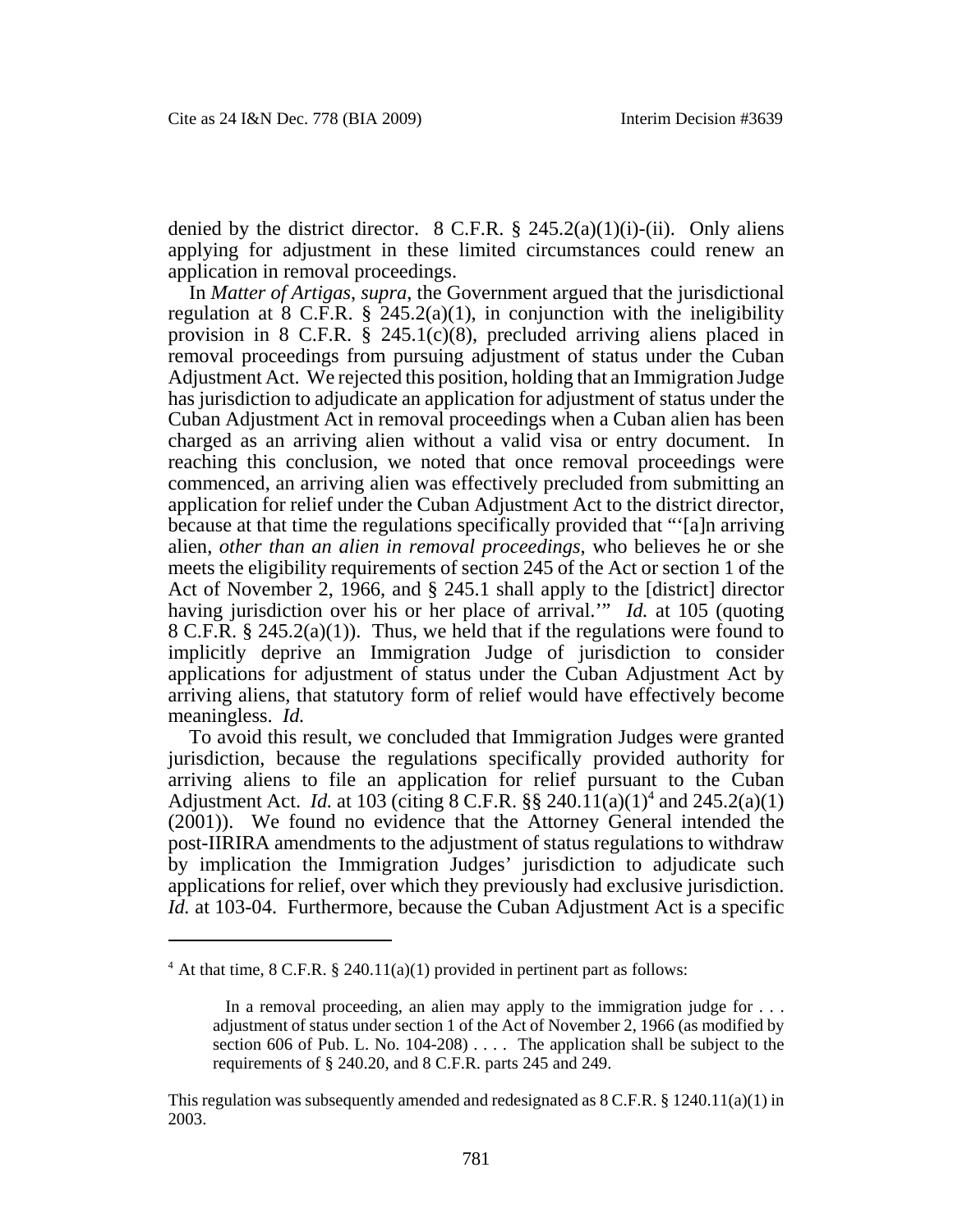denied by the district director. 8 C.F.R. § 245.2(a)(1)(i)-(ii). Only aliens applying for adjustment in these limited circumstances could renew an application in removal proceedings.

In *Matter of Artigas*, *supra*, the Government argued that the jurisdictional regulation at 8 C.F.R. § 245.2(a)(1), in conjunction with the ineligibility provision in 8 C.F.R. § 245.1(c)(8), precluded arriving aliens placed in removal proceedings from pursuing adjustment of status under the Cuban Adjustment Act. We rejected this position, holding that an Immigration Judge has jurisdiction to adjudicate an application for adjustment of status under the Cuban Adjustment Act in removal proceedings when a Cuban alien has been charged as an arriving alien without a valid visa or entry document. In reaching this conclusion, we noted that once removal proceedings were commenced, an arriving alien was effectively precluded from submitting an application for relief under the Cuban Adjustment Act to the district director, because at that time the regulations specifically provided that "'[a]n arriving alien, *other than an alien in removal proceedings*, who believes he or she meets the eligibility requirements of section 245 of the Act or section 1 of the Act of November 2, 1966, and § 245.1 shall apply to the [district] director having jurisdiction over his or her place of arrival.'" *Id.* at 105 (quoting 8 C.F.R. § 245.2(a)(1)). Thus, we held that if the regulations were found to implicitly deprive an Immigration Judge of jurisdiction to consider applications for adjustment of status under the Cuban Adjustment Act by arriving aliens, that statutory form of relief would have effectively become meaningless. *Id.*

To avoid this result, we concluded that Immigration Judges were granted jurisdiction, because the regulations specifically provided authority for arriving aliens to file an application for relief pursuant to the Cuban Adjustment Act. *Id.* at 103 (citing 8 C.F.R. §§ 240.11(a)(1)[4] and 245.2(a)(1) (2001)). We found no evidence that the Attorney General intended the post-IIRIRA amendments to the adjustment of status regulations to withdraw by implication the Immigration Judges' jurisdiction to adjudicate such applications for relief, over which they previously had exclusive jurisdiction. *Id.* at 103-04. Furthermore, because the Cuban Adjustment Act is a specific

---

[4] At that time, 8 C.F.R. § 240.11(a)(1) provided in pertinent part as follows:

> In a removal proceeding, an alien may apply to the immigration judge for . . . adjustment of status under section 1 of the Act of November 2, 1966 (as modified by section 606 of Pub. L. No. 104-208) . . . . The application shall be subject to the requirements of § 240.20, and 8 C.F.R. parts 245 and 249.

This regulation was subsequently amended and redesignated as 8 C.F.R. § 1240.11(a)(1) in 2003.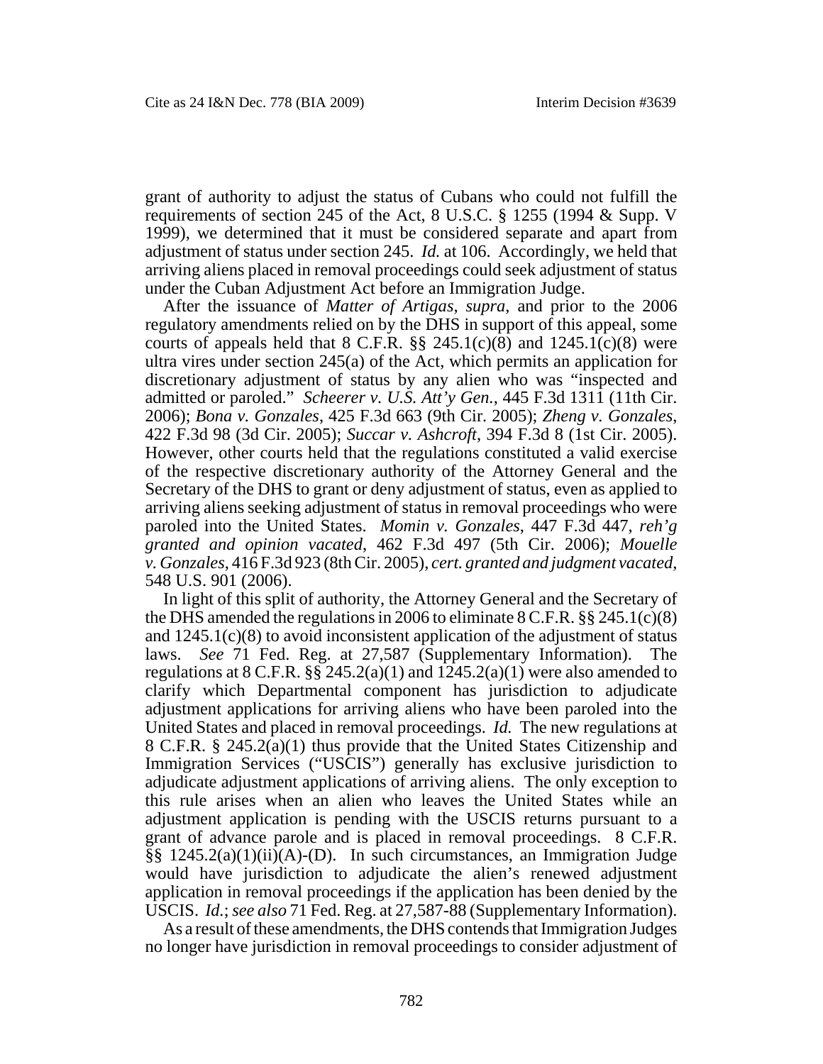grant of authority to adjust the status of Cubans who could not fulfill the requirements of section 245 of the Act, 8 U.S.C. § 1255 (1994 & Supp. V 1999), we determined that it must be considered separate and apart from adjustment of status under section 245. *Id.* at 106. Accordingly, we held that arriving aliens placed in removal proceedings could seek adjustment of status under the Cuban Adjustment Act before an Immigration Judge.

After the issuance of *Matter of Artigas*, *supra*, and prior to the 2006 regulatory amendments relied on by the DHS in support of this appeal, some courts of appeals held that 8 C.F.R. §§ 245.1(c)(8) and 1245.1(c)(8) were ultra vires under section 245(a) of the Act, which permits an application for discretionary adjustment of status by any alien who was "inspected and admitted or paroled." *Scheerer v. U.S. Att'y Gen.*, 445 F.3d 1311 (11th Cir. 2006); *Bona v. Gonzales*, 425 F.3d 663 (9th Cir. 2005); *Zheng v. Gonzales*, 422 F.3d 98 (3d Cir. 2005); *Succar v. Ashcroft*, 394 F.3d 8 (1st Cir. 2005). However, other courts held that the regulations constituted a valid exercise of the respective discretionary authority of the Attorney General and the Secretary of the DHS to grant or deny adjustment of status, even as applied to arriving aliens seeking adjustment of status in removal proceedings who were paroled into the United States. *Momin v. Gonzales*, 447 F.3d 447, *reh'g granted and opinion vacated*, 462 F.3d 497 (5th Cir. 2006); *Mouelle v. Gonzales*, 416 F.3d 923 (8th Cir. 2005), *cert. granted and judgment vacated*, 548 U.S. 901 (2006).

In light of this split of authority, the Attorney General and the Secretary of the DHS amended the regulations in 2006 to eliminate 8 C.F.R. §§ 245.1(c)(8) and 1245.1(c)(8) to avoid inconsistent application of the adjustment of status laws. *See* 71 Fed. Reg. at 27,587 (Supplementary Information). The regulations at 8 C.F.R. §§ 245.2(a)(1) and 1245.2(a)(1) were also amended to clarify which Departmental component has jurisdiction to adjudicate adjustment applications for arriving aliens who have been paroled into the United States and placed in removal proceedings. *Id.* The new regulations at 8 C.F.R. § 245.2(a)(1) thus provide that the United States Citizenship and Immigration Services ("USCIS") generally has exclusive jurisdiction to adjudicate adjustment applications of arriving aliens. The only exception to this rule arises when an alien who leaves the United States while an adjustment application is pending with the USCIS returns pursuant to a grant of advance parole and is placed in removal proceedings. 8 C.F.R. §§ 1245.2(a)(1)(ii)(A)-(D). In such circumstances, an Immigration Judge would have jurisdiction to adjudicate the alien's renewed adjustment application in removal proceedings if the application has been denied by the USCIS. *Id.*; *see also* 71 Fed. Reg. at 27,587-88 (Supplementary Information).

As a result of these amendments, the DHS contends that Immigration Judges no longer have jurisdiction in removal proceedings to consider adjustment of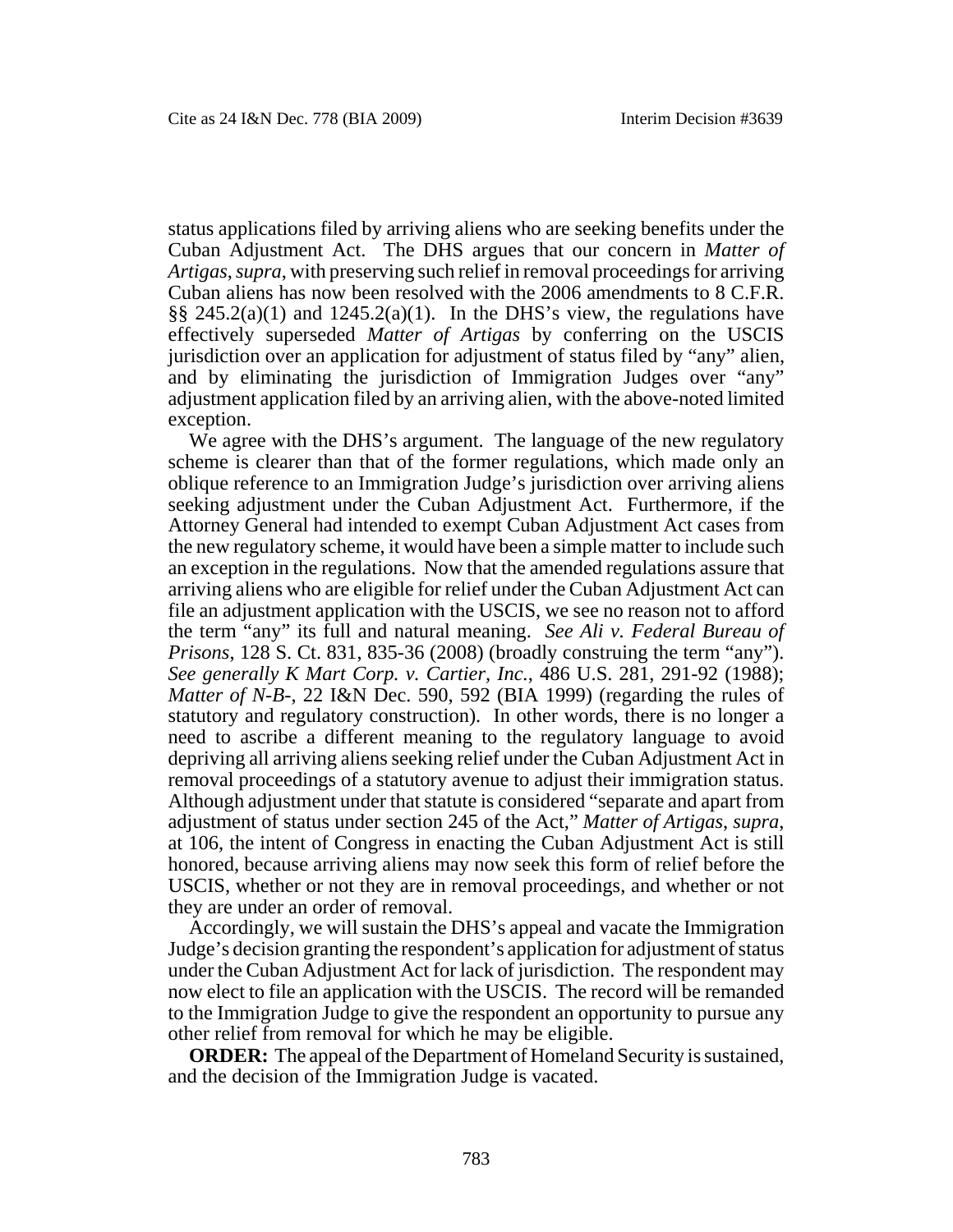status applications filed by arriving aliens who are seeking benefits under the Cuban Adjustment Act. The DHS argues that our concern in *Matter of Artigas*, *supra*, with preserving such relief in removal proceedings for arriving Cuban aliens has now been resolved with the 2006 amendments to 8 C.F.R. §§ 245.2(a)(1) and 1245.2(a)(1). In the DHS's view, the regulations have effectively superseded *Matter of Artigas* by conferring on the USCIS jurisdiction over an application for adjustment of status filed by "any" alien, and by eliminating the jurisdiction of Immigration Judges over "any" adjustment application filed by an arriving alien, with the above-noted limited exception.

We agree with the DHS's argument. The language of the new regulatory scheme is clearer than that of the former regulations, which made only an oblique reference to an Immigration Judge's jurisdiction over arriving aliens seeking adjustment under the Cuban Adjustment Act. Furthermore, if the Attorney General had intended to exempt Cuban Adjustment Act cases from the new regulatory scheme, it would have been a simple matter to include such an exception in the regulations. Now that the amended regulations assure that arriving aliens who are eligible for relief under the Cuban Adjustment Act can file an adjustment application with the USCIS, we see no reason not to afford the term "any" its full and natural meaning. *See Ali v. Federal Bureau of Prisons*, 128 S. Ct. 831, 835-36 (2008) (broadly construing the term "any"). *See generally K Mart Corp. v. Cartier, Inc.*, 486 U.S. 281, 291-92 (1988); *Matter of N-B-*, 22 I&N Dec. 590, 592 (BIA 1999) (regarding the rules of statutory and regulatory construction). In other words, there is no longer a need to ascribe a different meaning to the regulatory language to avoid depriving all arriving aliens seeking relief under the Cuban Adjustment Act in removal proceedings of a statutory avenue to adjust their immigration status. Although adjustment under that statute is considered "separate and apart from adjustment of status under section 245 of the Act," *Matter of Artigas*, *supra*, at 106, the intent of Congress in enacting the Cuban Adjustment Act is still honored, because arriving aliens may now seek this form of relief before the USCIS, whether or not they are in removal proceedings, and whether or not they are under an order of removal.

Accordingly, we will sustain the DHS's appeal and vacate the Immigration Judge's decision granting the respondent's application for adjustment of status under the Cuban Adjustment Act for lack of jurisdiction. The respondent may now elect to file an application with the USCIS. The record will be remanded to the Immigration Judge to give the respondent an opportunity to pursue any other relief from removal for which he may be eligible.

**ORDER:** The appeal of the Department of Homeland Security is sustained, and the decision of the Immigration Judge is vacated.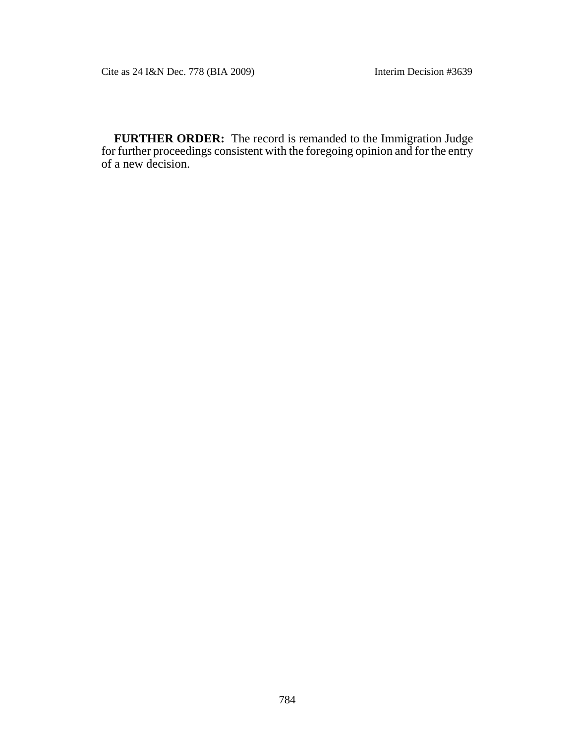**FURTHER ORDER:** The record is remanded to the Immigration Judge for further proceedings consistent with the foregoing opinion and for the entry of a new decision.